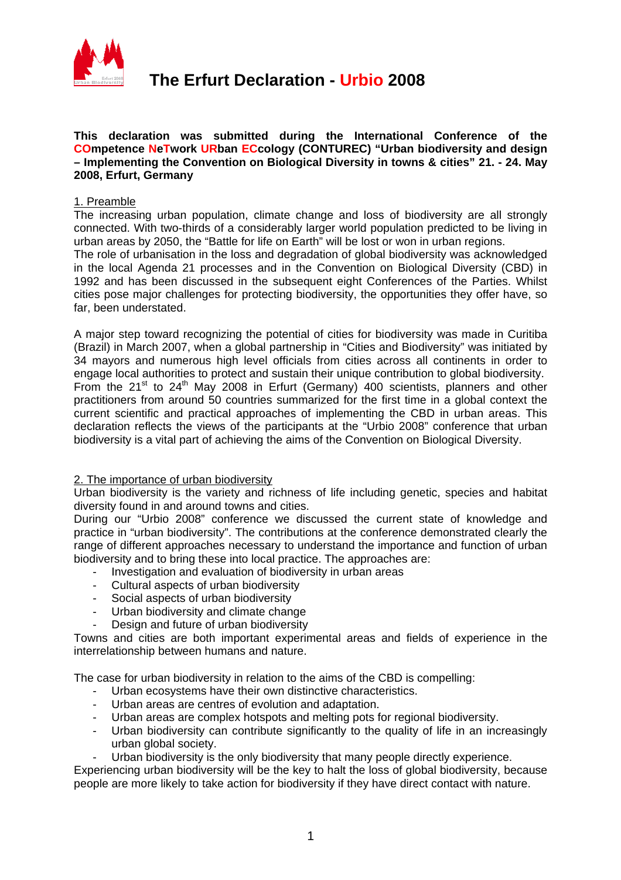# The Erfurt Declaration - Urbio 2008

**This declaration was submitted during the International Conference of the COmpetence NeTwork URban ECcology (CONTUREC) "Urban biodiversity and design – Implementing the Convention on Biological Diversity in towns & cities" 21. - 24. May 2008, Erfurt, Germany**

## 1. Preamble

The increasing urban population, climate change and loss of biodiversity are all strongly connected. With two-thirds of a considerably larger world population predicted to be living in urban areas by 2050, the "Battle for life on Earth" will be lost or won in urban regions.
The role of urbanisation in the loss and degradation of global biodiversity was acknowledged in the local Agenda 21 processes and in the Convention on Biological Diversity (CBD) in 1992 and has been discussed in the subsequent eight Conferences of the Parties. Whilst cities pose major challenges for protecting biodiversity, the opportunities they offer have, so far, been understated.

A major step toward recognizing the potential of cities for biodiversity was made in Curitiba (Brazil) in March 2007, when a global partnership in "Cities and Biodiversity" was initiated by 34 mayors and numerous high level officials from cities across all continents in order to engage local authorities to protect and sustain their unique contribution to global biodiversity.
From the 21st to 24th May 2008 in Erfurt (Germany) 400 scientists, planners and other practitioners from around 50 countries summarized for the first time in a global context the current scientific and practical approaches of implementing the CBD in urban areas. This declaration reflects the views of the participants at the "Urbio 2008" conference that urban biodiversity is a vital part of achieving the aims of the Convention on Biological Diversity.

## 2. The importance of urban biodiversity

Urban biodiversity is the variety and richness of life including genetic, species and habitat diversity found in and around towns and cities.
During our "Urbio 2008" conference we discussed the current state of knowledge and practice in "urban biodiversity". The contributions at the conference demonstrated clearly the range of different approaches necessary to understand the importance and function of urban biodiversity and to bring these into local practice. The approaches are:

- Investigation and evaluation of biodiversity in urban areas
- Cultural aspects of urban biodiversity
- Social aspects of urban biodiversity
- Urban biodiversity and climate change
- Design and future of urban biodiversity

Towns and cities are both important experimental areas and fields of experience in the interrelationship between humans and nature.

The case for urban biodiversity in relation to the aims of the CBD is compelling:

- Urban ecosystems have their own distinctive characteristics.
- Urban areas are centres of evolution and adaptation.
- Urban areas are complex hotspots and melting pots for regional biodiversity.
- Urban biodiversity can contribute significantly to the quality of life in an increasingly urban global society.
- Urban biodiversity is the only biodiversity that many people directly experience.

Experiencing urban biodiversity will be the key to halt the loss of global biodiversity, because people are more likely to take action for biodiversity if they have direct contact with nature.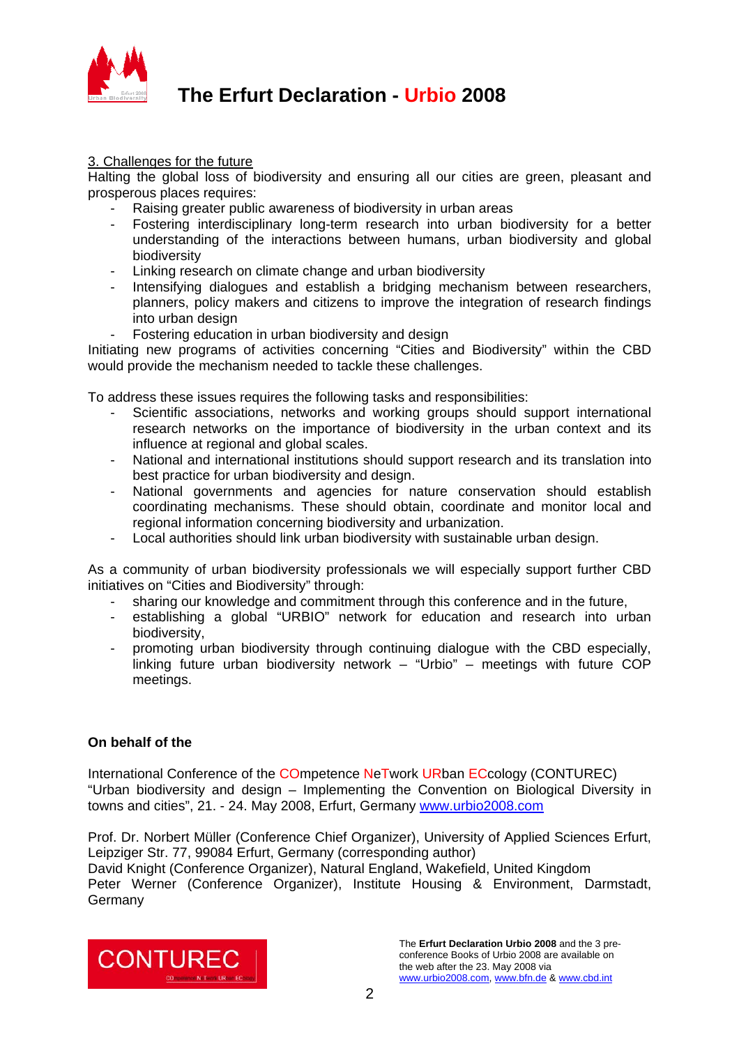3. Challenges for the future

Halting the global loss of biodiversity and ensuring all our cities are green, pleasant and prosperous places requires:

- Raising greater public awareness of biodiversity in urban areas
- Fostering interdisciplinary long-term research into urban biodiversity for a better understanding of the interactions between humans, urban biodiversity and global biodiversity
- Linking research on climate change and urban biodiversity
- Intensifying dialogues and establish a bridging mechanism between researchers, planners, policy makers and citizens to improve the integration of research findings into urban design
- Fostering education in urban biodiversity and design

Initiating new programs of activities concerning "Cities and Biodiversity" within the CBD would provide the mechanism needed to tackle these challenges.

To address these issues requires the following tasks and responsibilities:

- Scientific associations, networks and working groups should support international research networks on the importance of biodiversity in the urban context and its influence at regional and global scales.
- National and international institutions should support research and its translation into best practice for urban biodiversity and design.
- National governments and agencies for nature conservation should establish coordinating mechanisms. These should obtain, coordinate and monitor local and regional information concerning biodiversity and urbanization.
- Local authorities should link urban biodiversity with sustainable urban design.

As a community of urban biodiversity professionals we will especially support further CBD initiatives on "Cities and Biodiversity" through:

- sharing our knowledge and commitment through this conference and in the future,
- establishing a global "URBIO" network for education and research into urban biodiversity,
- promoting urban biodiversity through continuing dialogue with the CBD especially, linking future urban biodiversity network – "Urbio" – meetings with future COP meetings.

**On behalf of the**

International Conference of the COmpetence NeTwork URban ECcology (CONTUREC) "Urban biodiversity and design – Implementing the Convention on Biological Diversity in towns and cities", 21. - 24. May 2008, Erfurt, Germany www.urbio2008.com

Prof. Dr. Norbert Müller (Conference Chief Organizer), University of Applied Sciences Erfurt, Leipziger Str. 77, 99084 Erfurt, Germany (corresponding author)
David Knight (Conference Organizer), Natural England, Wakefield, United Kingdom
Peter Werner (Conference Organizer), Institute Housing & Environment, Darmstadt, Germany

CONTUREC

The **Erfurt Declaration Urbio 2008** and the 3 pre-conference Books of Urbio 2008 are available on the web after the 23. May 2008 via www.urbio2008.com, www.bfn.de & www.cbd.int